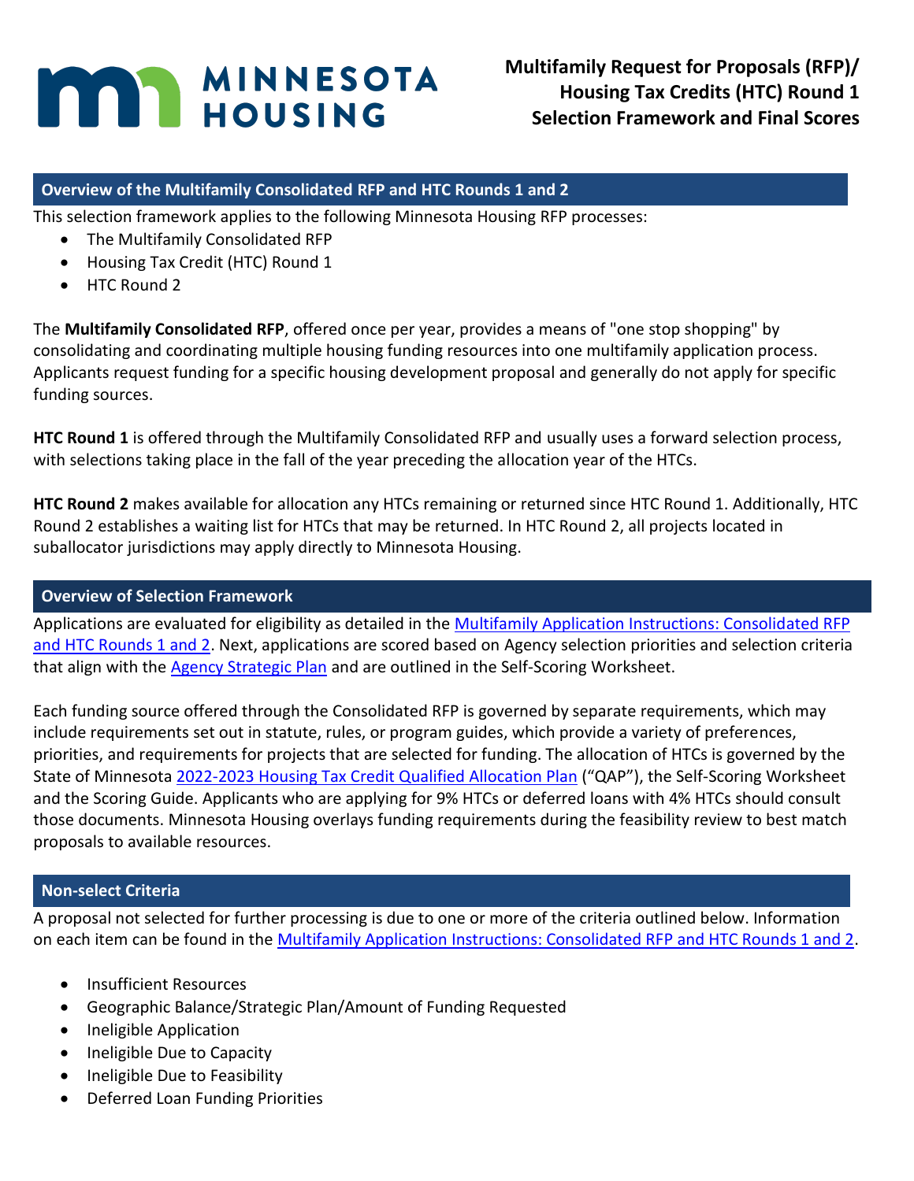# Multifamily Request for Proposals (RFP)/ Housing Tax Credits (HTC) Round 1 Selection Framework and Final Scores

## Overview of the Multifamily Consolidated RFP and HTC Rounds 1 and 2

This selection framework applies to the following Minnesota Housing RFP processes:

- The Multifamily Consolidated RFP
- Housing Tax Credit (HTC) Round 1
- HTC Round 2

The **Multifamily Consolidated RFP**, offered once per year, provides a means of "one stop shopping" by consolidating and coordinating multiple housing funding resources into one multifamily application process. Applicants request funding for a specific housing development proposal and generally do not apply for specific funding sources.

**HTC Round 1** is offered through the Multifamily Consolidated RFP and usually uses a forward selection process, with selections taking place in the fall of the year preceding the allocation year of the HTCs.

**HTC Round 2** makes available for allocation any HTCs remaining or returned since HTC Round 1. Additionally, HTC Round 2 establishes a waiting list for HTCs that may be returned. In HTC Round 2, all projects located in suballocator jurisdictions may apply directly to Minnesota Housing.

## Overview of Selection Framework

Applications are evaluated for eligibility as detailed in the Multifamily Application Instructions: Consolidated RFP and HTC Rounds 1 and 2. Next, applications are scored based on Agency selection priorities and selection criteria that align with the Agency Strategic Plan and are outlined in the Self-Scoring Worksheet.

Each funding source offered through the Consolidated RFP is governed by separate requirements, which may include requirements set out in statute, rules, or program guides, which provide a variety of preferences, priorities, and requirements for projects that are selected for funding. The allocation of HTCs is governed by the State of Minnesota 2022-2023 Housing Tax Credit Qualified Allocation Plan ("QAP"), the Self-Scoring Worksheet and the Scoring Guide. Applicants who are applying for 9% HTCs or deferred loans with 4% HTCs should consult those documents. Minnesota Housing overlays funding requirements during the feasibility review to best match proposals to available resources.

## Non-select Criteria

A proposal not selected for further processing is due to one or more of the criteria outlined below. Information on each item can be found in the Multifamily Application Instructions: Consolidated RFP and HTC Rounds 1 and 2.

- Insufficient Resources
- Geographic Balance/Strategic Plan/Amount of Funding Requested
- Ineligible Application
- Ineligible Due to Capacity
- Ineligible Due to Feasibility
- Deferred Loan Funding Priorities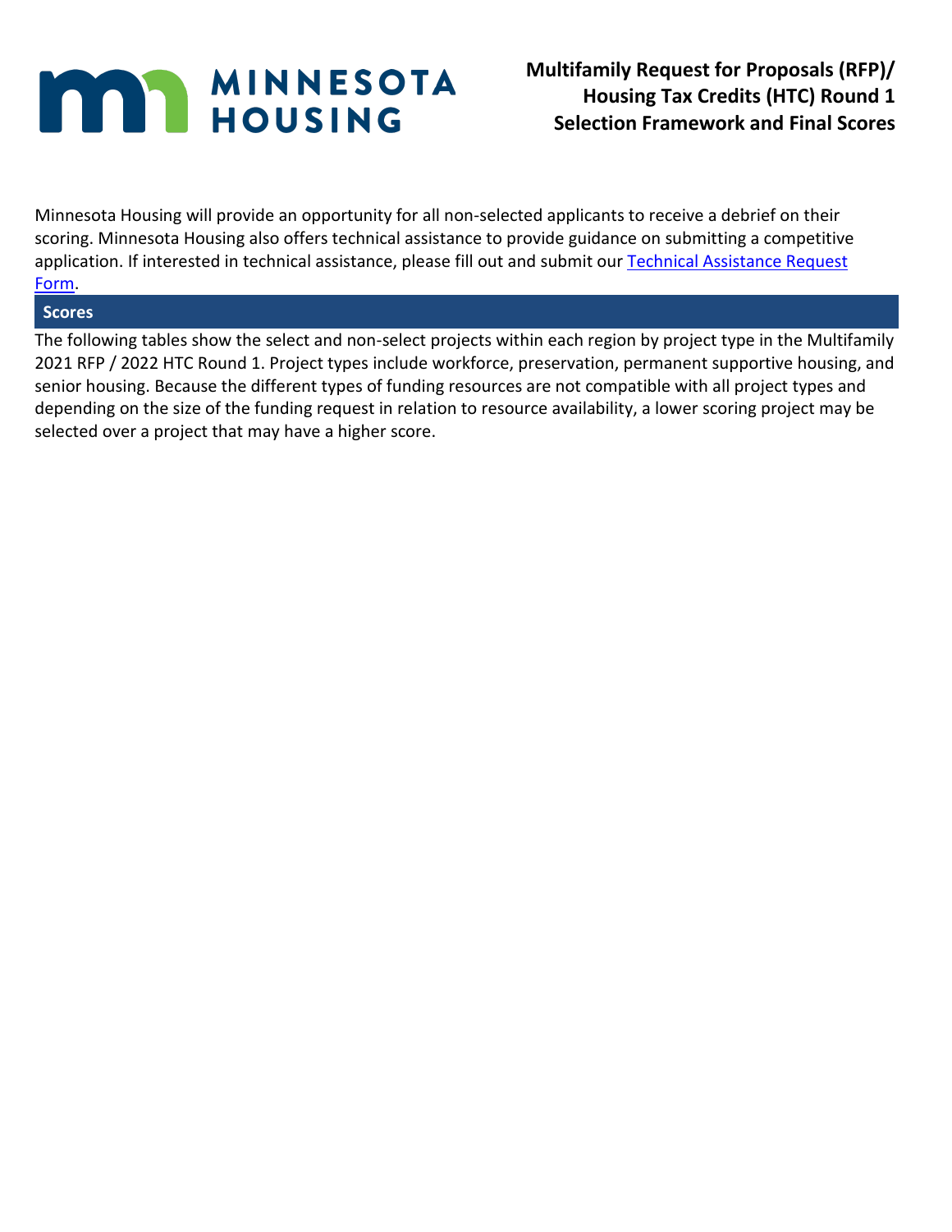Minnesota Housing will provide an opportunity for all non-selected applicants to receive a debrief on their scoring. Minnesota Housing also offers technical assistance to provide guidance on submitting a competitive application. If interested in technical assistance, please fill out and submit our Technical Assistance Request Form.

## Scores

The following tables show the select and non-select projects within each region by project type in the Multifamily 2021 RFP / 2022 HTC Round 1. Project types include workforce, preservation, permanent supportive housing, and senior housing. Because the different types of funding resources are not compatible with all project types and depending on the size of the funding request in relation to resource availability, a lower scoring project may be selected over a project that may have a higher score.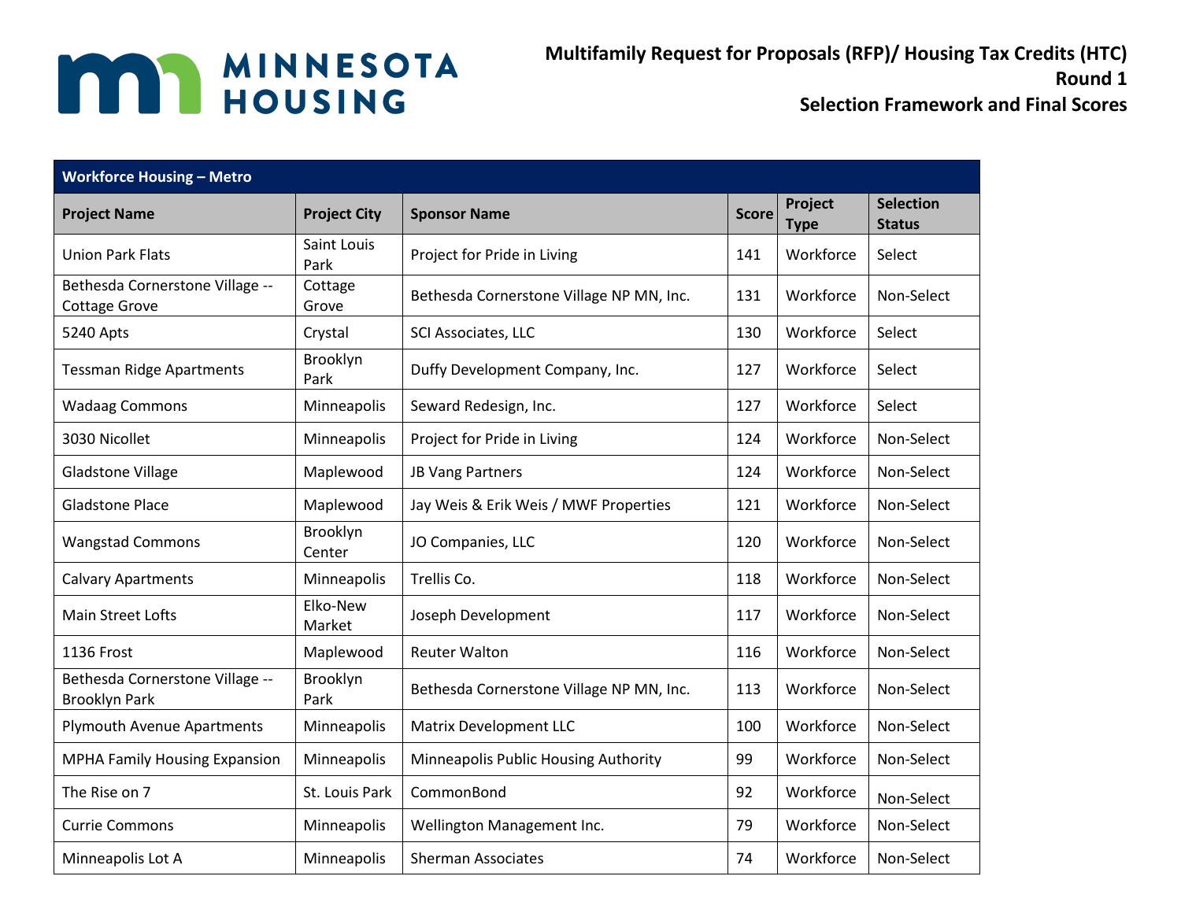# Multifamily Request for Proposals (RFP)/ Housing Tax Credits (HTC) Round 1 Selection Framework and Final Scores

| Workforce Housing – Metro | | | | | |
|---|---|---|---|---|---|
| **Project Name** | **Project City** | **Sponsor Name** | **Score** | **Project Type** | **Selection Status** |
| Union Park Flats | Saint Louis Park | Project for Pride in Living | 141 | Workforce | Select |
| Bethesda Cornerstone Village -- Cottage Grove | Cottage Grove | Bethesda Cornerstone Village NP MN, Inc. | 131 | Workforce | Non-Select |
| 5240 Apts | Crystal | SCI Associates, LLC | 130 | Workforce | Select |
| Tessman Ridge Apartments | Brooklyn Park | Duffy Development Company, Inc. | 127 | Workforce | Select |
| Wadaag Commons | Minneapolis | Seward Redesign, Inc. | 127 | Workforce | Select |
| 3030 Nicollet | Minneapolis | Project for Pride in Living | 124 | Workforce | Non-Select |
| Gladstone Village | Maplewood | JB Vang Partners | 124 | Workforce | Non-Select |
| Gladstone Place | Maplewood | Jay Weis & Erik Weis / MWF Properties | 121 | Workforce | Non-Select |
| Wangstad Commons | Brooklyn Center | JO Companies, LLC | 120 | Workforce | Non-Select |
| Calvary Apartments | Minneapolis | Trellis Co. | 118 | Workforce | Non-Select |
| Main Street Lofts | Elko-New Market | Joseph Development | 117 | Workforce | Non-Select |
| 1136 Frost | Maplewood | Reuter Walton | 116 | Workforce | Non-Select |
| Bethesda Cornerstone Village -- Brooklyn Park | Brooklyn Park | Bethesda Cornerstone Village NP MN, Inc. | 113 | Workforce | Non-Select |
| Plymouth Avenue Apartments | Minneapolis | Matrix Development LLC | 100 | Workforce | Non-Select |
| MPHA Family Housing Expansion | Minneapolis | Minneapolis Public Housing Authority | 99 | Workforce | Non-Select |
| The Rise on 7 | St. Louis Park | CommonBond | 92 | Workforce | Non-Select |
| Currie Commons | Minneapolis | Wellington Management Inc. | 79 | Workforce | Non-Select |
| Minneapolis Lot A | Minneapolis | Sherman Associates | 74 | Workforce | Non-Select |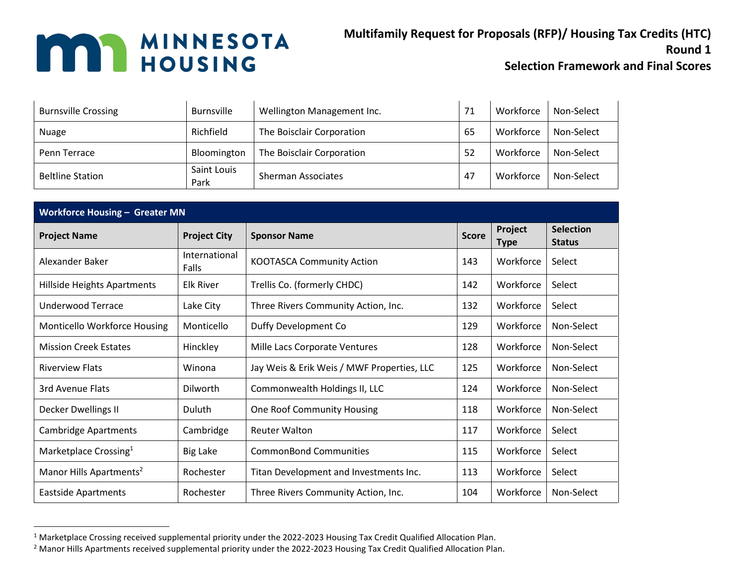| Burnsville Crossing | Burnsville | Wellington Management Inc. | 71 | Workforce | Non-Select |
|---|---|---|---|---|---|
| Nuage | Richfield | The Boisclair Corporation | 65 | Workforce | Non-Select |
| Penn Terrace | Bloomington | The Boisclair Corporation | 52 | Workforce | Non-Select |
| Beltline Station | Saint Louis Park | Sherman Associates | 47 | Workforce | Non-Select |

**Workforce Housing – Greater MN**

| Project Name | Project City | Sponsor Name | Score | Project Type | Selection Status |
|---|---|---|---|---|---|
| Alexander Baker | International Falls | KOOTASCA Community Action | 143 | Workforce | Select |
| Hillside Heights Apartments | Elk River | Trellis Co. (formerly CHDC) | 142 | Workforce | Select |
| Underwood Terrace | Lake City | Three Rivers Community Action, Inc. | 132 | Workforce | Select |
| Monticello Workforce Housing | Monticello | Duffy Development Co | 129 | Workforce | Non-Select |
| Mission Creek Estates | Hinckley | Mille Lacs Corporate Ventures | 128 | Workforce | Non-Select |
| Riverview Flats | Winona | Jay Weis & Erik Weis / MWF Properties, LLC | 125 | Workforce | Non-Select |
| 3rd Avenue Flats | Dilworth | Commonwealth Holdings II, LLC | 124 | Workforce | Non-Select |
| Decker Dwellings II | Duluth | One Roof Community Housing | 118 | Workforce | Non-Select |
| Cambridge Apartments | Cambridge | Reuter Walton | 117 | Workforce | Select |
| Marketplace Crossing[1] | Big Lake | CommonBond Communities | 115 | Workforce | Select |
| Manor Hills Apartments[2] | Rochester | Titan Development and Investments Inc. | 113 | Workforce | Select |
| Eastside Apartments | Rochester | Three Rivers Community Action, Inc. | 104 | Workforce | Non-Select |

[1] Marketplace Crossing received supplemental priority under the 2022-2023 Housing Tax Credit Qualified Allocation Plan.

[2] Manor Hills Apartments received supplemental priority under the 2022-2023 Housing Tax Credit Qualified Allocation Plan.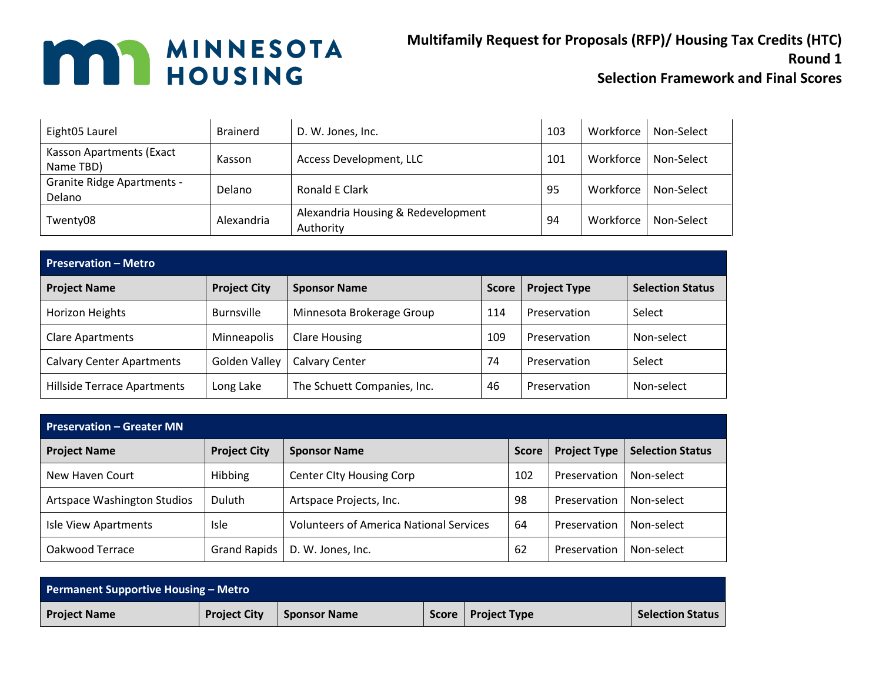| | | | | | |
|---|---|---|---|---|---|
| Eight05 Laurel | Brainerd | D. W. Jones, Inc. | 103 | Workforce | Non-Select |
| Kasson Apartments (Exact Name TBD) | Kasson | Access Development, LLC | 101 | Workforce | Non-Select |
| Granite Ridge Apartments - Delano | Delano | Ronald E Clark | 95 | Workforce | Non-Select |
| Twenty08 | Alexandria | Alexandria Housing & Redevelopment Authority | 94 | Workforce | Non-Select |

**Preservation – Metro**

| Project Name | Project City | Sponsor Name | Score | Project Type | Selection Status |
|---|---|---|---|---|---|
| Horizon Heights | Burnsville | Minnesota Brokerage Group | 114 | Preservation | Select |
| Clare Apartments | Minneapolis | Clare Housing | 109 | Preservation | Non-select |
| Calvary Center Apartments | Golden Valley | Calvary Center | 74 | Preservation | Select |
| Hillside Terrace Apartments | Long Lake | The Schuett Companies, Inc. | 46 | Preservation | Non-select |

**Preservation – Greater MN**

| Project Name | Project City | Sponsor Name | Score | Project Type | Selection Status |
|---|---|---|---|---|---|
| New Haven Court | Hibbing | Center CIty Housing Corp | 102 | Preservation | Non-select |
| Artspace Washington Studios | Duluth | Artspace Projects, Inc. | 98 | Preservation | Non-select |
| Isle View Apartments | Isle | Volunteers of America National Services | 64 | Preservation | Non-select |
| Oakwood Terrace | Grand Rapids | D. W. Jones, Inc. | 62 | Preservation | Non-select |

**Permanent Supportive Housing – Metro**

| Project Name | Project City | Sponsor Name | Score | Project Type | Selection Status |
|---|---|---|---|---|---|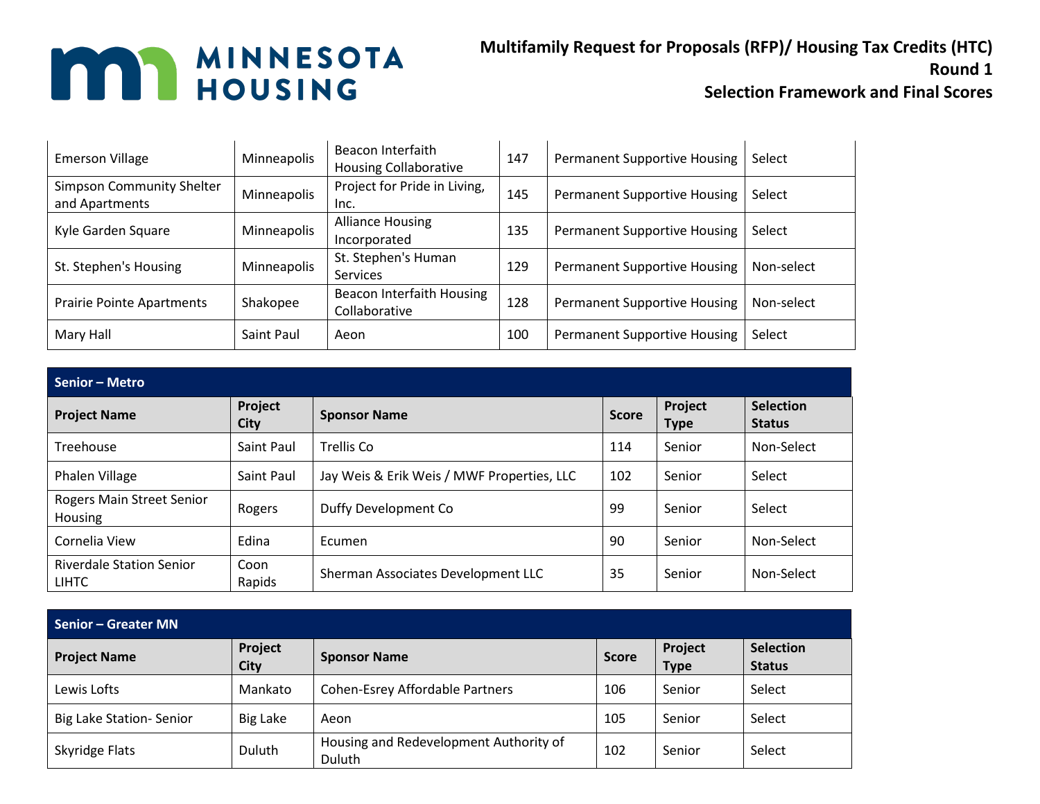| | | | | | |
|---|---|---|---|---|---|
| Emerson Village | Minneapolis | Beacon Interfaith Housing Collaborative | 147 | Permanent Supportive Housing | Select |
| Simpson Community Shelter and Apartments | Minneapolis | Project for Pride in Living, Inc. | 145 | Permanent Supportive Housing | Select |
| Kyle Garden Square | Minneapolis | Alliance Housing Incorporated | 135 | Permanent Supportive Housing | Select |
| St. Stephen's Housing | Minneapolis | St. Stephen's Human Services | 129 | Permanent Supportive Housing | Non-select |
| Prairie Pointe Apartments | Shakopee | Beacon Interfaith Housing Collaborative | 128 | Permanent Supportive Housing | Non-select |
| Mary Hall | Saint Paul | Aeon | 100 | Permanent Supportive Housing | Select |

**Senior – Metro**

| Project Name | Project City | Sponsor Name | Score | Project Type | Selection Status |
|---|---|---|---|---|---|
| Treehouse | Saint Paul | Trellis Co | 114 | Senior | Non-Select |
| Phalen Village | Saint Paul | Jay Weis & Erik Weis / MWF Properties, LLC | 102 | Senior | Select |
| Rogers Main Street Senior Housing | Rogers | Duffy Development Co | 99 | Senior | Select |
| Cornelia View | Edina | Ecumen | 90 | Senior | Non-Select |
| Riverdale Station Senior LIHTC | Coon Rapids | Sherman Associates Development LLC | 35 | Senior | Non-Select |

**Senior – Greater MN**

| Project Name | Project City | Sponsor Name | Score | Project Type | Selection Status |
|---|---|---|---|---|---|
| Lewis Lofts | Mankato | Cohen-Esrey Affordable Partners | 106 | Senior | Select |
| Big Lake Station- Senior | Big Lake | Aeon | 105 | Senior | Select |
| Skyridge Flats | Duluth | Housing and Redevelopment Authority of Duluth | 102 | Senior | Select |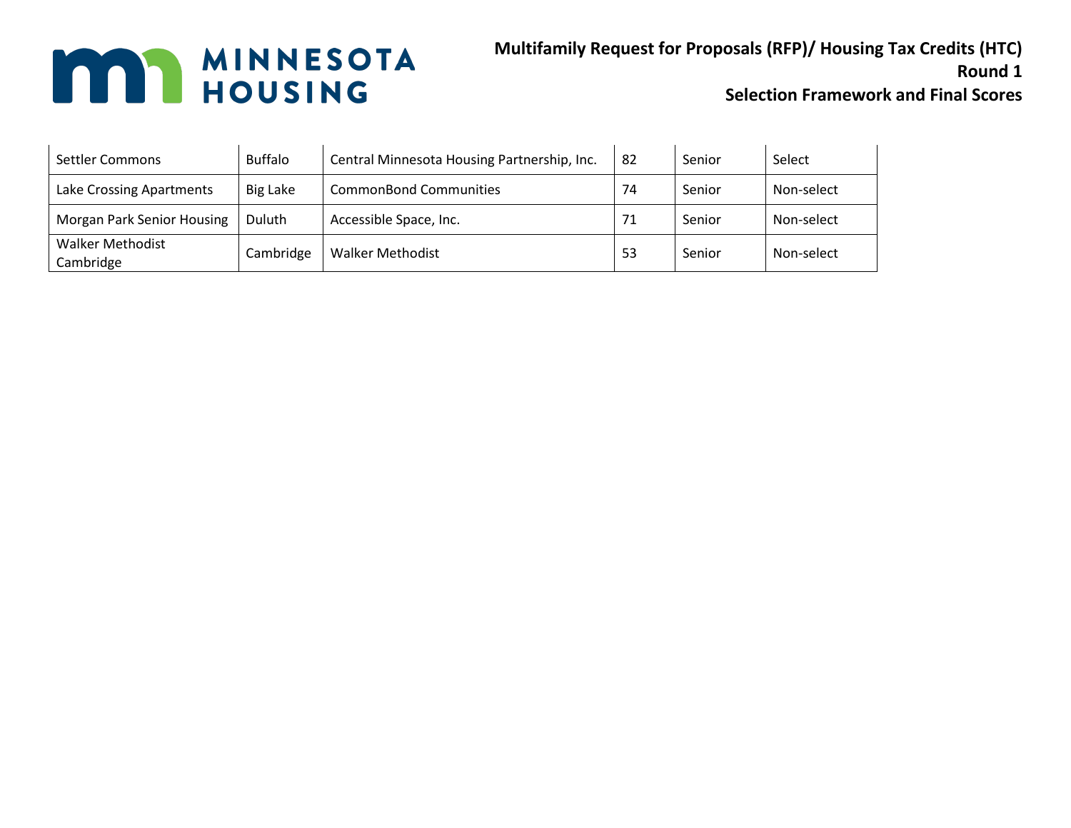| | | | | | |
|---|---|---|---|---|---|
| Settler Commons | Buffalo | Central Minnesota Housing Partnership, Inc. | 82 | Senior | Select |
| Lake Crossing Apartments | Big Lake | CommonBond Communities | 74 | Senior | Non-select |
| Morgan Park Senior Housing | Duluth | Accessible Space, Inc. | 71 | Senior | Non-select |
| Walker Methodist Cambridge | Cambridge | Walker Methodist | 53 | Senior | Non-select |